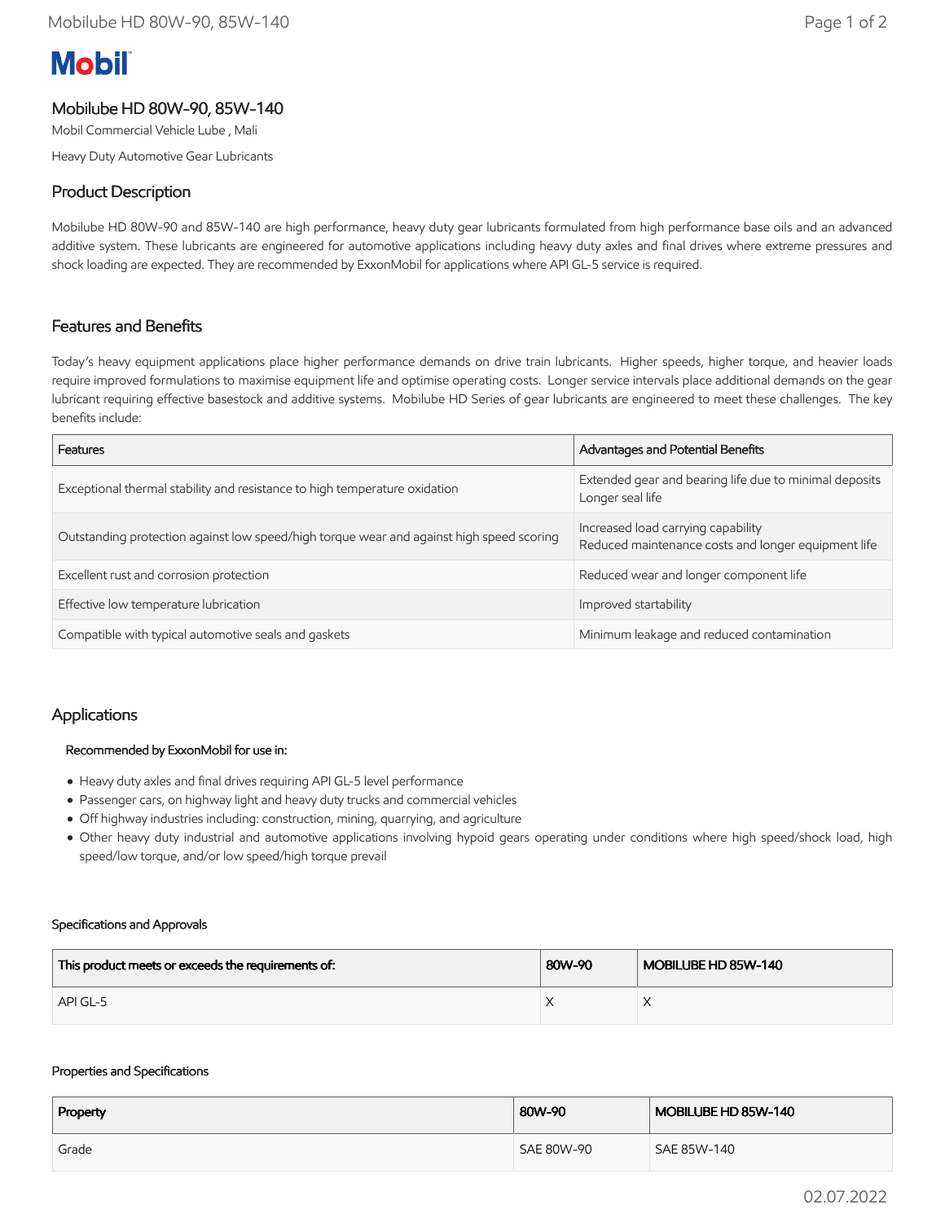# Mobil

## Mobilube HD 80W-90, 85W-140

Mobil Commercial Vehicle Lube , Mali

Heavy Duty Automotive Gear Lubricants

## Product Description

Mobilube HD 80W-90 and 85W-140 are high performance, heavy duty gear lubricants formulated from high performance base oils and an advanced additive system. These lubricants are engineered for automotive applications including heavy duty axles and final drives where extreme pressures and shock loading are expected. They are recommended by ExxonMobil for applications where API GL-5 service is required.

## Features and Benefits

Today's heavy equipment applications place higher performance demands on drive train lubricants. Higher speeds, higher torque, and heavier loads require improved formulations to maximise equipment life and optimise operating costs. Longer service intervals place additional demands on the gear lubricant requiring effective basestock and additive systems. Mobilube HD Series of gear lubricants are engineered to meet these challenges. The key benefits include:

| Features | Advantages and Potential Benefits |
|---|---|
| Exceptional thermal stability and resistance to high temperature oxidation | Extended gear and bearing life due to minimal deposits<br>Longer seal life |
| Outstanding protection against low speed/high torque wear and against high speed scoring | Increased load carrying capability<br>Reduced maintenance costs and longer equipment life |
| Excellent rust and corrosion protection | Reduced wear and longer component life |
| Effective low temperature lubrication | Improved startability |
| Compatible with typical automotive seals and gaskets | Minimum leakage and reduced contamination |

## Applications

**Recommended by ExxonMobil for use in:**

- Heavy duty axles and final drives requiring API GL-5 level performance
- Passenger cars, on highway light and heavy duty trucks and commercial vehicles
- Off highway industries including: construction, mining, quarrying, and agriculture
- Other heavy duty industrial and automotive applications involving hypoid gears operating under conditions where high speed/shock load, high speed/low torque, and/or low speed/high torque prevail

#### Specifications and Approvals

| This product meets or exceeds the requirements of: | 80W-90 | MOBILUBE HD 85W-140 |
|---|---|---|
| API GL-5 | X | X |

#### Properties and Specifications

| Property | 80W-90 | MOBILUBE HD 85W-140 |
|---|---|---|
| Grade | SAE 80W-90 | SAE 85W-140 |

02.07.2022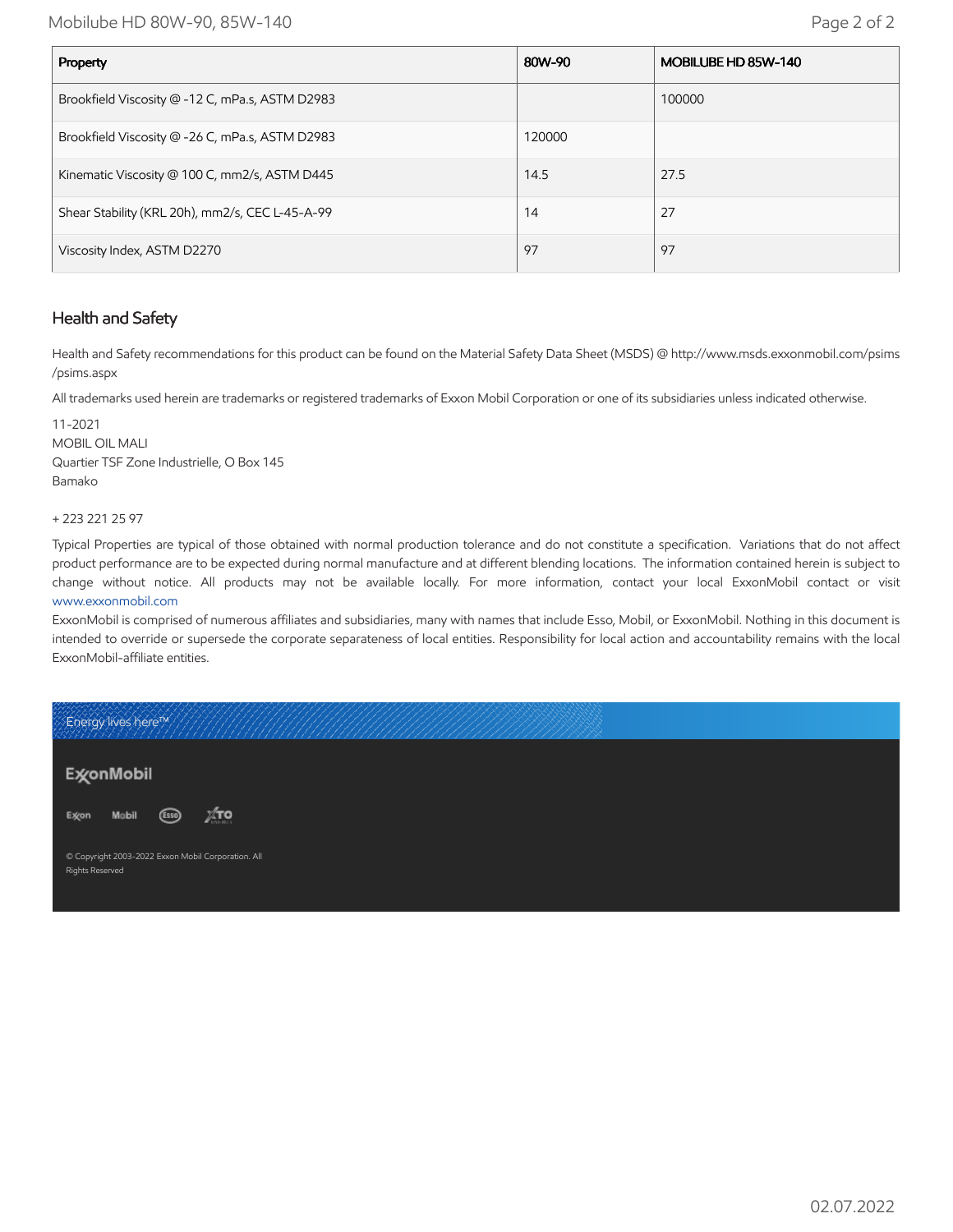| Property | 80W-90 | MOBILUBE HD 85W-140 |
| --- | --- | --- |
| Brookfield Viscosity @ -12 C, mPa.s, ASTM D2983 | | 100000 |
| Brookfield Viscosity @ -26 C, mPa.s, ASTM D2983 | 120000 | |
| Kinematic Viscosity @ 100 C, mm2/s, ASTM D445 | 14.5 | 27.5 |
| Shear Stability (KRL 20h), mm2/s, CEC L-45-A-99 | 14 | 27 |
| Viscosity Index, ASTM D2270 | 97 | 97 |

## Health and Safety

Health and Safety recommendations for this product can be found on the Material Safety Data Sheet (MSDS) @ http://www.msds.exxonmobil.com/psims/psims.aspx

All trademarks used herein are trademarks or registered trademarks of Exxon Mobil Corporation or one of its subsidiaries unless indicated otherwise.

11-2021
MOBIL OIL MALI
Quartier TSF Zone Industrielle, O Box 145
Bamako

+ 223 221 25 97

Typical Properties are typical of those obtained with normal production tolerance and do not constitute a specification. Variations that do not affect product performance are to be expected during normal manufacture and at different blending locations. The information contained herein is subject to change without notice. All products may not be available locally. For more information, contact your local ExxonMobil contact or visit www.exxonmobil.com

ExxonMobil is comprised of numerous affiliates and subsidiaries, many with names that include Esso, Mobil, or ExxonMobil. Nothing in this document is intended to override or supersede the corporate separateness of local entities. Responsibility for local action and accountability remains with the local ExxonMobil-affiliate entities.

Energy lives here™

ExxonMobil

Exxon Mobil Esso XTO

© Copyright 2003-2022 Exxon Mobil Corporation. All Rights Reserved